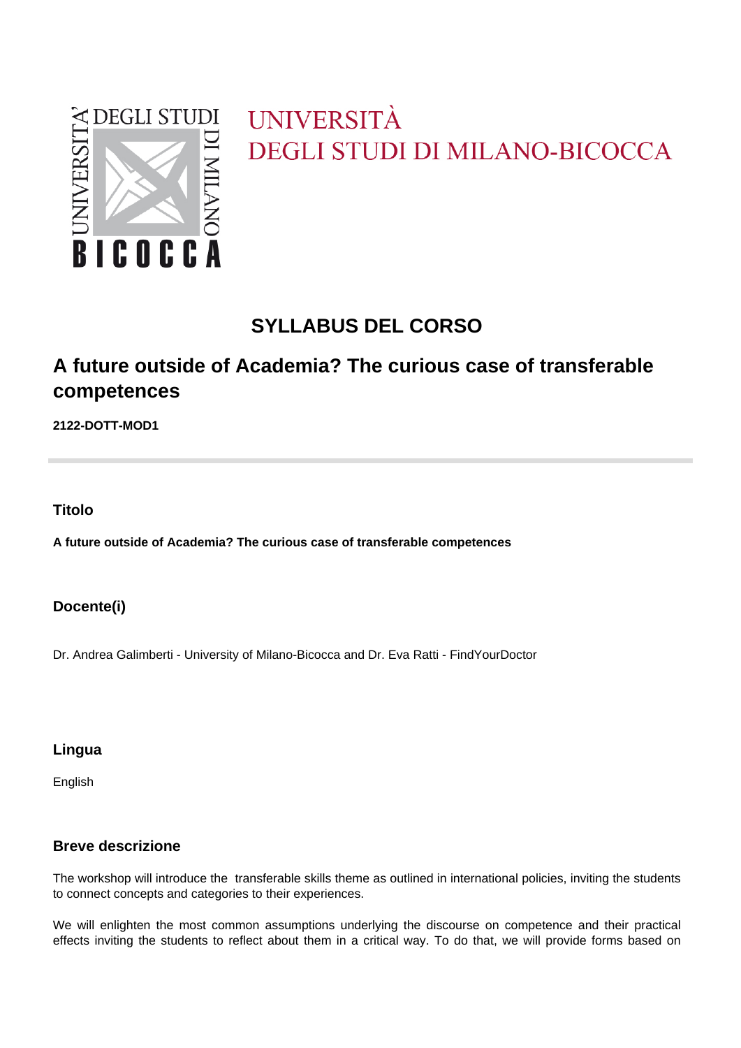UNIVERSITÀ
DEGLI STUDI DI MILANO-BICOCCA

# SYLLABUS DEL CORSO

## A future outside of Academia? The curious case of transferable competences

**2122-DOTT-MOD1**

### Titolo

**A future outside of Academia? The curious case of transferable competences**

### Docente(i)

Dr. Andrea Galimberti - University of Milano-Bicocca and Dr. Eva Ratti - FindYourDoctor

### Lingua

English

### Breve descrizione

The workshop will introduce the transferable skills theme as outlined in international policies, inviting the students to connect concepts and categories to their experiences.

We will enlighten the most common assumptions underlying the discourse on competence and their practical effects inviting the students to reflect about them in a critical way. To do that, we will provide forms based on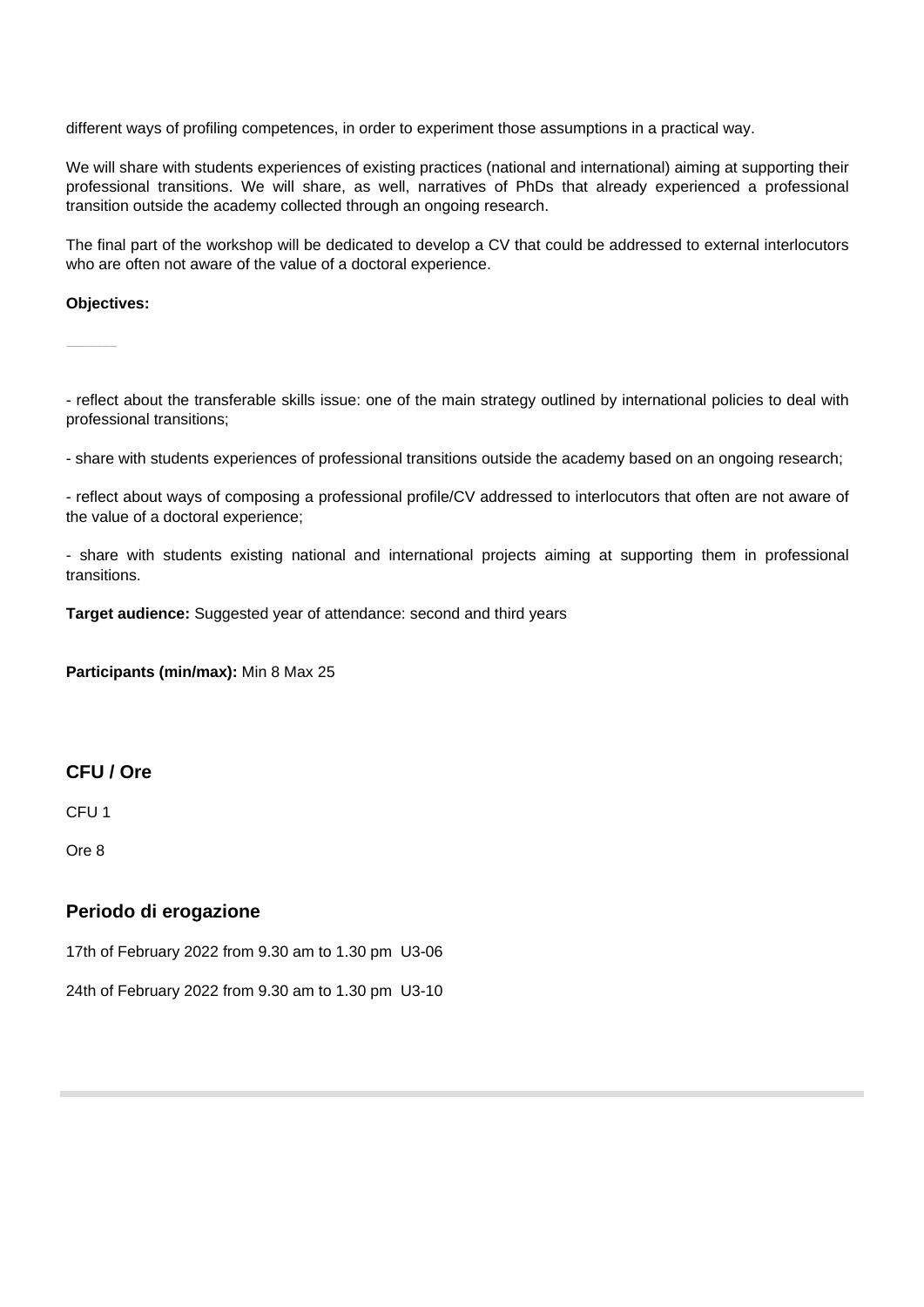different ways of profiling competences, in order to experiment those assumptions in a practical way.

We will share with students experiences of existing practices (national and international) aiming at supporting their professional transitions. We will share, as well, narratives of PhDs that already experienced a professional transition outside the academy collected through an ongoing research.

The final part of the workshop will be dedicated to develop a CV that could be addressed to external interlocutors who are often not aware of the value of a doctoral experience.

**Objectives:**

- reflect about the transferable skills issue: one of the main strategy outlined by international policies to deal with professional transitions;

- share with students experiences of professional transitions outside the academy based on an ongoing research;

- reflect about ways of composing a professional profile/CV addressed to interlocutors that often are not aware of the value of a doctoral experience;

- share with students existing national and international projects aiming at supporting them in professional transitions.

**Target audience:** Suggested year of attendance: second and third years

**Participants (min/max):** Min 8 Max 25

## CFU / Ore

CFU 1

Ore 8

## Periodo di erogazione

17th of February 2022 from 9.30 am to 1.30 pm  U3-06

24th of February 2022 from 9.30 am to 1.30 pm  U3-10